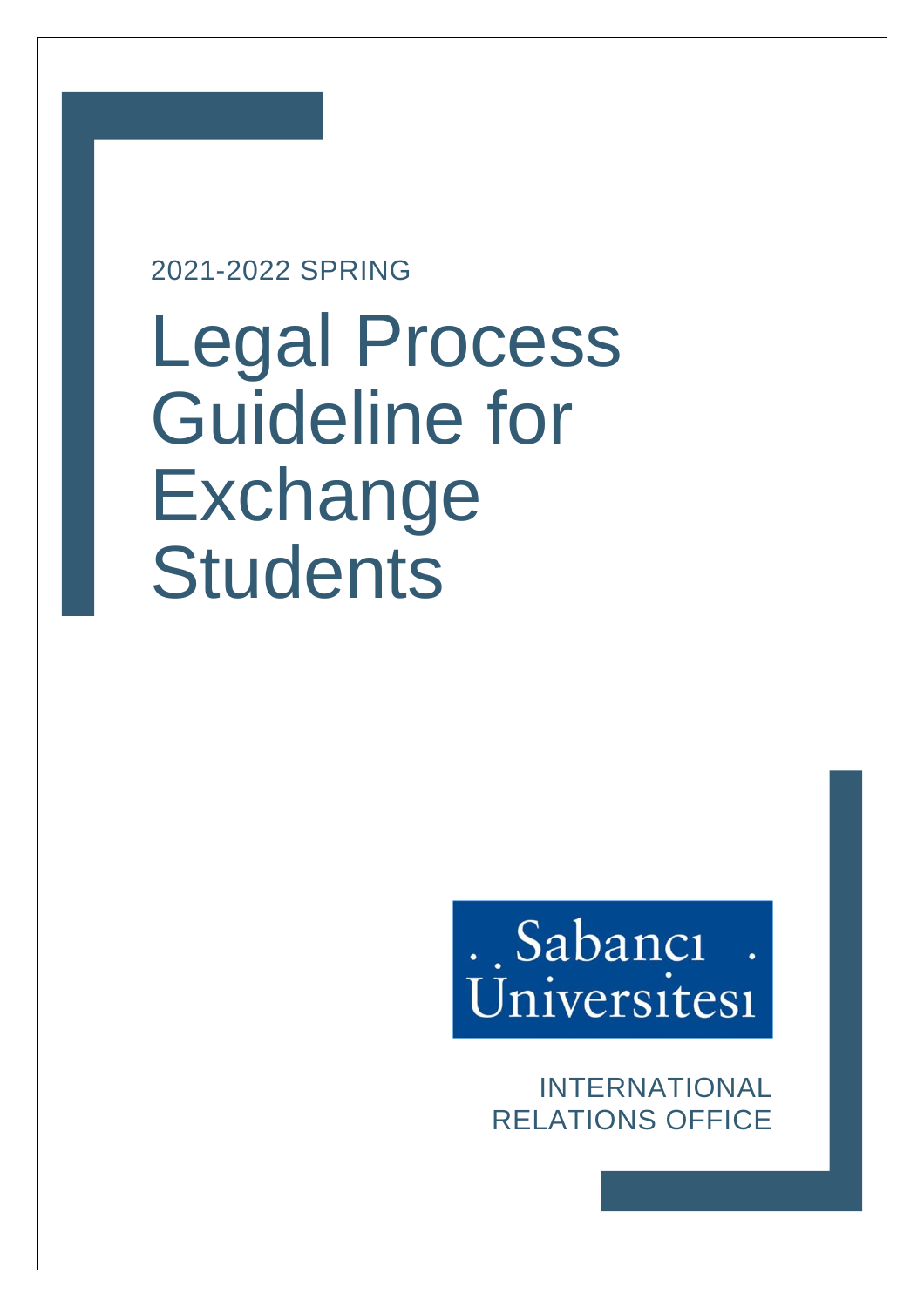2021-2022 SPRING

# Legal Process Guideline for Exchange Students

Sabancı Üniversitesi

INTERNATIONAL RELATIONS OFFICE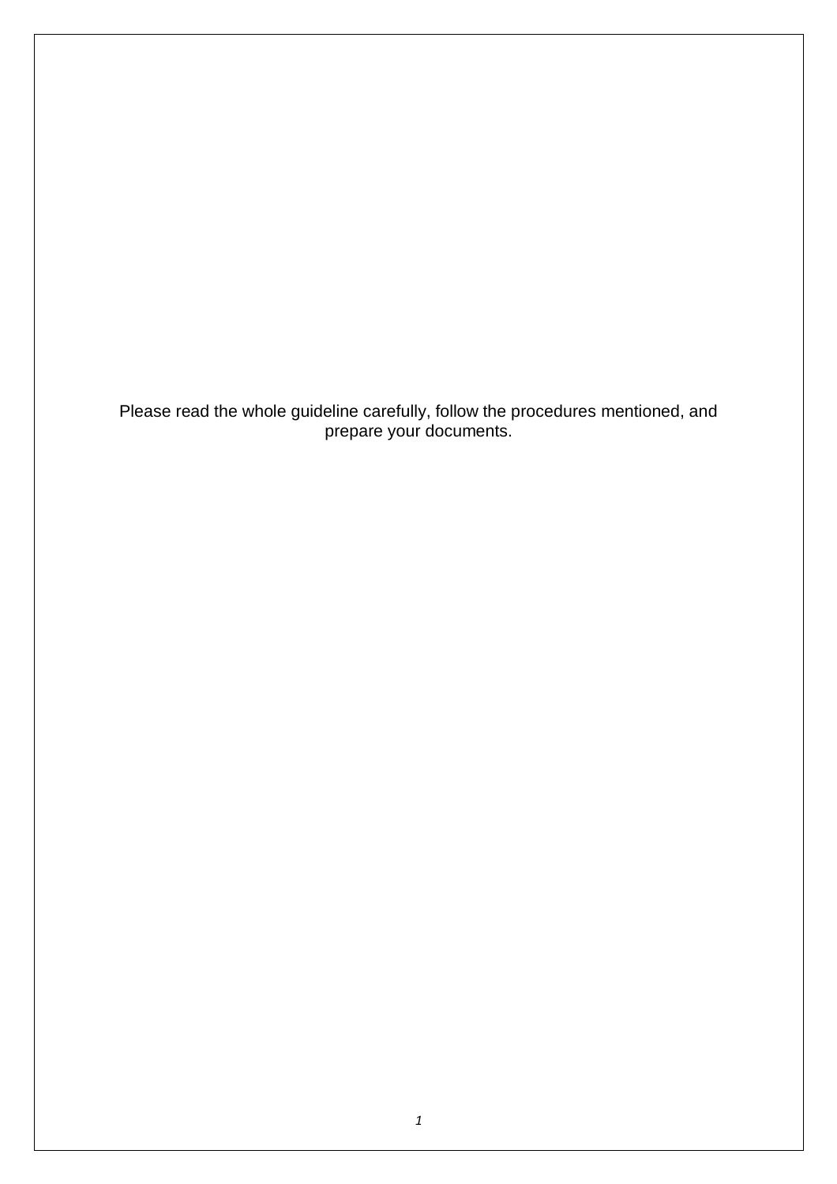Please read the whole guideline carefully, follow the procedures mentioned, and prepare your documents.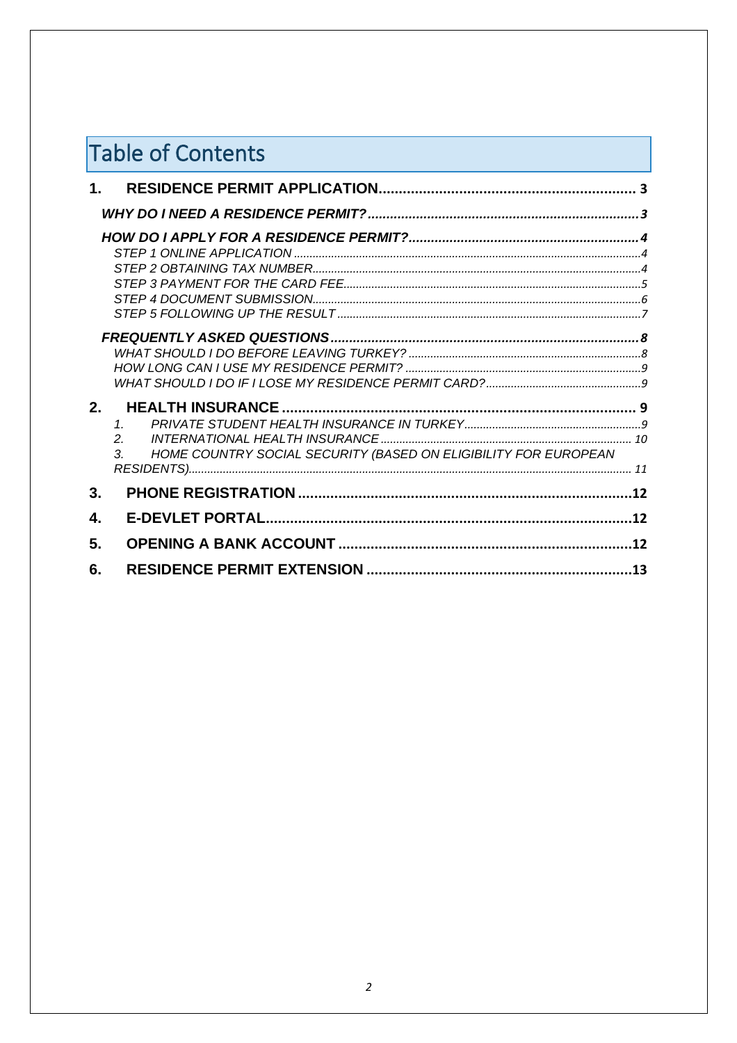# Table of Contents

1. **RESIDENCE PERMIT APPLICATION** ........ 3
   - ***WHY DO I NEED A RESIDENCE PERMIT?*** ........ 3
   - ***HOW DO I APPLY FOR A RESIDENCE PERMIT?*** ........ 4
     - *STEP 1 ONLINE APPLICATION* ........ 4
     - *STEP 2 OBTAINING TAX NUMBER* ........ 4
     - *STEP 3 PAYMENT FOR THE CARD FEE* ........ 5
     - *STEP 4 DOCUMENT SUBMISSION* ........ 6
     - *STEP 5 FOLLOWING UP THE RESULT* ........ 7
   - ***FREQUENTLY ASKED QUESTIONS*** ........ 8
     - *WHAT SHOULD I DO BEFORE LEAVING TURKEY?* ........ 8
     - *HOW LONG CAN I USE MY RESIDENCE PERMIT?* ........ 9
     - *WHAT SHOULD I DO IF I LOSE MY RESIDENCE PERMIT CARD?* ........ 9
2. **HEALTH INSURANCE** ........ 9
   1. *PRIVATE STUDENT HEALTH INSURANCE IN TURKEY* ........ 9
   2. *INTERNATIONAL HEALTH INSURANCE* ........ 10
   3. *HOME COUNTRY SOCIAL SECURITY (BASED ON ELIGIBILITY FOR EUROPEAN RESIDENTS)* ........ 11
3. **PHONE REGISTRATION** ........ 12
4. **E-DEVLET PORTAL** ........ 12
5. **OPENING A BANK ACCOUNT** ........ 12
6. **RESIDENCE PERMIT EXTENSION** ........ 13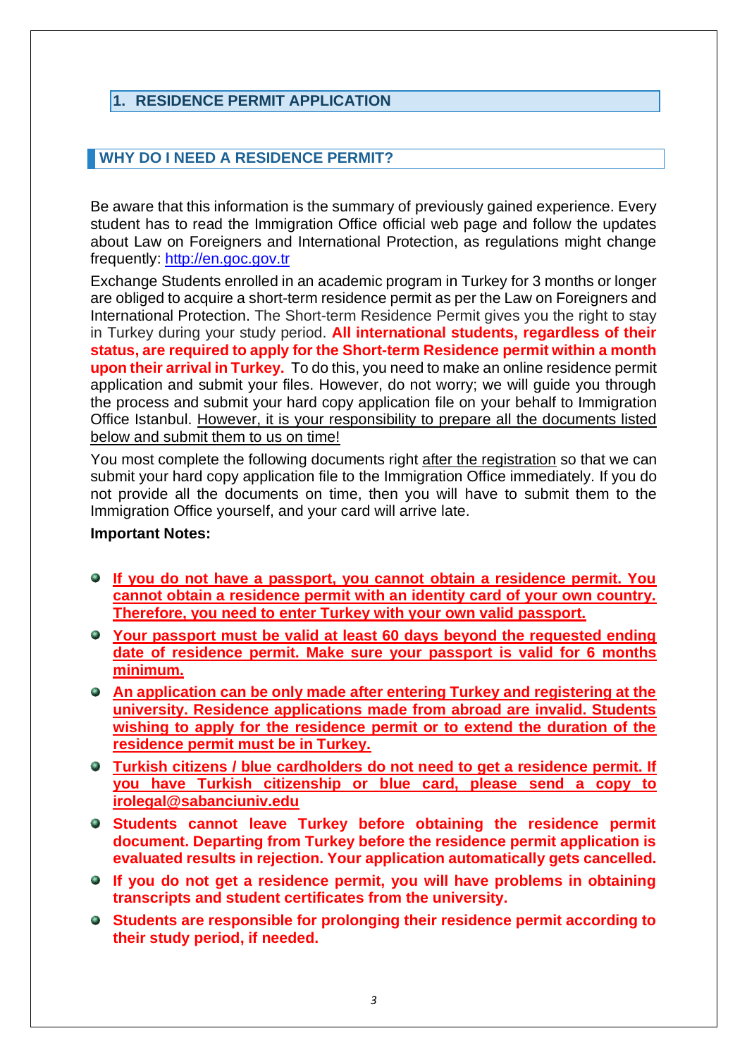## 1. RESIDENCE PERMIT APPLICATION

### WHY DO I NEED A RESIDENCE PERMIT?

Be aware that this information is the summary of previously gained experience. Every student has to read the Immigration Office official web page and follow the updates about Law on Foreigners and International Protection, as regulations might change frequently: http://en.goc.gov.tr

Exchange Students enrolled in an academic program in Turkey for 3 months or longer are obliged to acquire a short-term residence permit as per the Law on Foreigners and International Protection. The Short-term Residence Permit gives you the right to stay in Turkey during your study period. **All international students, regardless of their status, are required to apply for the Short-term Residence permit within a month upon their arrival in Turkey.** To do this, you need to make an online residence permit application and submit your files. However, do not worry; we will guide you through the process and submit your hard copy application file on your behalf to Immigration Office Istanbul. However, it is your responsibility to prepare all the documents listed below and submit them to us on time!

You most complete the following documents right after the registration so that we can submit your hard copy application file to the Immigration Office immediately. If you do not provide all the documents on time, then you will have to submit them to the Immigration Office yourself, and your card will arrive late.

**Important Notes:**

- **If you do not have a passport, you cannot obtain a residence permit. You cannot obtain a residence permit with an identity card of your own country. Therefore, you need to enter Turkey with your own valid passport.**
- **Your passport must be valid at least 60 days beyond the requested ending date of residence permit. Make sure your passport is valid for 6 months minimum.**
- **An application can be only made after entering Turkey and registering at the university. Residence applications made from abroad are invalid. Students wishing to apply for the residence permit or to extend the duration of the residence permit must be in Turkey.**
- **Turkish citizens / blue cardholders do not need to get a residence permit. If you have Turkish citizenship or blue card, please send a copy to irolegal@sabanciuniv.edu**
- **Students cannot leave Turkey before obtaining the residence permit document. Departing from Turkey before the residence permit application is evaluated results in rejection. Your application automatically gets cancelled.**
- **If you do not get a residence permit, you will have problems in obtaining transcripts and student certificates from the university.**
- **Students are responsible for prolonging their residence permit according to their study period, if needed.**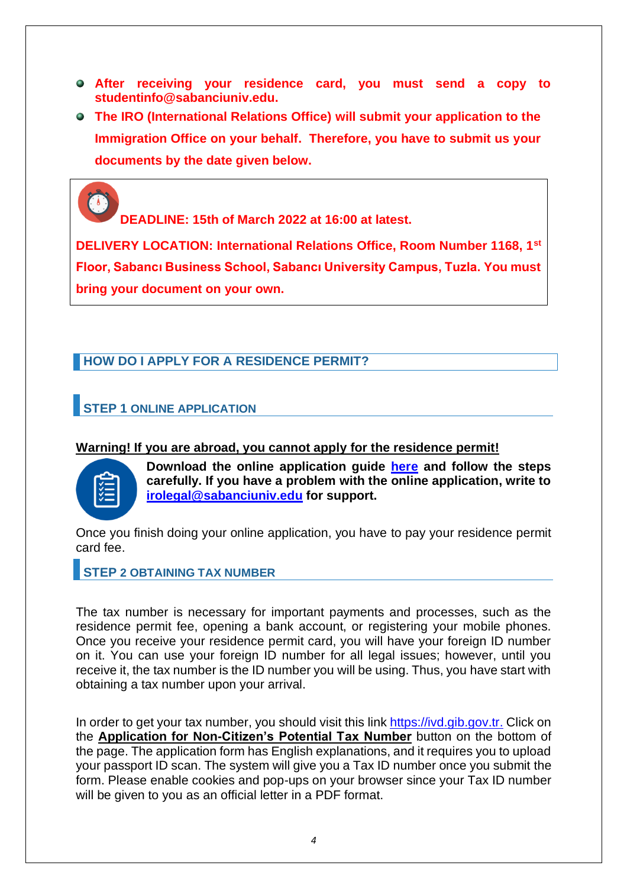- **After receiving your residence card, you must send a copy to studentinfo@sabanciuniv.edu.**
- **The IRO (International Relations Office) will submit your application to the Immigration Office on your behalf. Therefore, you have to submit us your documents by the date given below.**

**DEADLINE: 15th of March 2022 at 16:00 at latest.**

**DELIVERY LOCATION: International Relations Office, Room Number 1168, 1st Floor, Sabancı Business School, Sabancı University Campus, Tuzla. You must bring your document on your own.**

## HOW DO I APPLY FOR A RESIDENCE PERMIT?

### STEP 1 ONLINE APPLICATION

**Warning! If you are abroad, you cannot apply for the residence permit!**

**Download the online application guide here and follow the steps carefully. If you have a problem with the online application, write to irolegal@sabanciuniv.edu for support.**

Once you finish doing your online application, you have to pay your residence permit card fee.

### STEP 2 OBTAINING TAX NUMBER

The tax number is necessary for important payments and processes, such as the residence permit fee, opening a bank account, or registering your mobile phones. Once you receive your residence permit card, you will have your foreign ID number on it. You can use your foreign ID number for all legal issues; however, until you receive it, the tax number is the ID number you will be using. Thus, you have start with obtaining a tax number upon your arrival.

In order to get your tax number, you should visit this link https://ivd.gib.gov.tr. Click on the **Application for Non-Citizen's Potential Tax Number** button on the bottom of the page. The application form has English explanations, and it requires you to upload your passport ID scan. The system will give you a Tax ID number once you submit the form. Please enable cookies and pop-ups on your browser since your Tax ID number will be given to you as an official letter in a PDF format.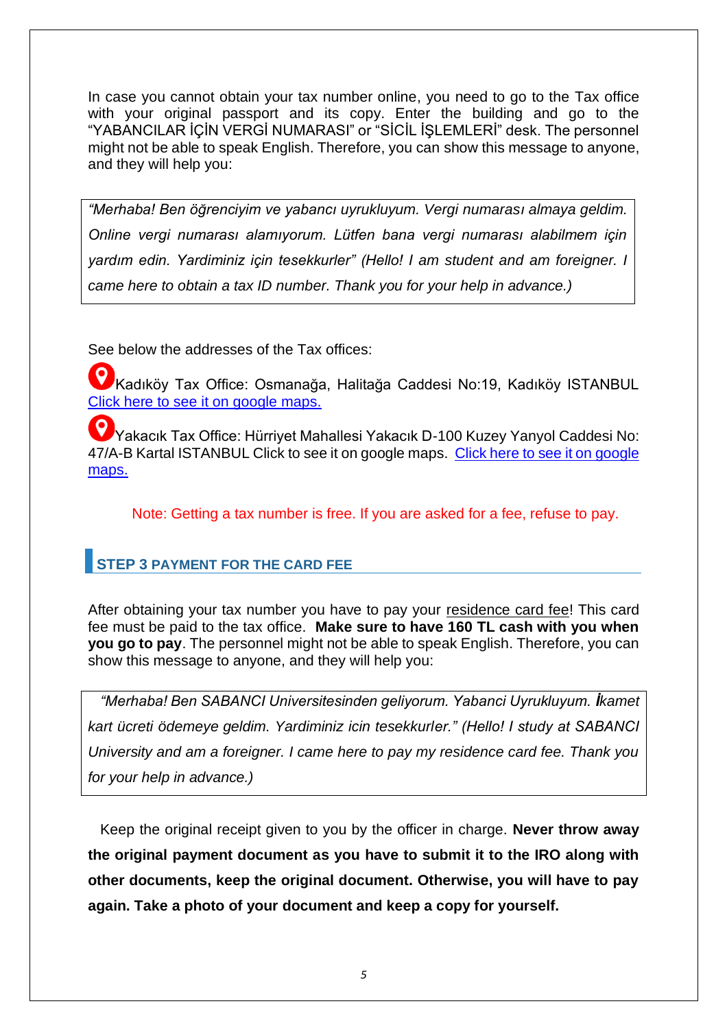In case you cannot obtain your tax number online, you need to go to the Tax office with your original passport and its copy. Enter the building and go to the "YABANCILAR İÇİN VERGİ NUMARASI" or "SİCİL İŞLEMLERİ" desk. The personnel might not be able to speak English. Therefore, you can show this message to anyone, and they will help you:

> *"Merhaba! Ben öğrenciyim ve yabancı uyrukluyum. Vergi numarası almaya geldim. Online vergi numarası alamıyorum. Lütfen bana vergi numarası alabilmem için yardım edin. Yardiminiz için tesekkurler" (Hello! I am student and am foreigner. I came here to obtain a tax ID number. Thank you for your help in advance.)*

See below the addresses of the Tax offices:

Kadıköy Tax Office: Osmanağa, Halitağa Caddesi No:19, Kadıköy ISTANBUL Click here to see it on google maps.

Yakacık Tax Office: Hürriyet Mahallesi Yakacık D-100 Kuzey Yanyol Caddesi No: 47/A-B Kartal ISTANBUL Click to see it on google maps. Click here to see it on google maps.

Note: Getting a tax number is free. If you are asked for a fee, refuse to pay.

## STEP 3 PAYMENT FOR THE CARD FEE

After obtaining your tax number you have to pay your residence card fee! This card fee must be paid to the tax office. **Make sure to have 160 TL cash with you when you go to pay**. The personnel might not be able to speak English. Therefore, you can show this message to anyone, and they will help you:

> *"Merhaba! Ben SABANCI Universitesinden geliyorum. Yabanci Uyrukluyum. İkamet kart ücreti ödemeye geldim. Yardiminiz icin tesekkurler." (Hello! I study at SABANCI University and am a foreigner. I came here to pay my residence card fee. Thank you for your help in advance.)*

Keep the original receipt given to you by the officer in charge. **Never throw away the original payment document as you have to submit it to the IRO along with other documents, keep the original document. Otherwise, you will have to pay again. Take a photo of your document and keep a copy for yourself.**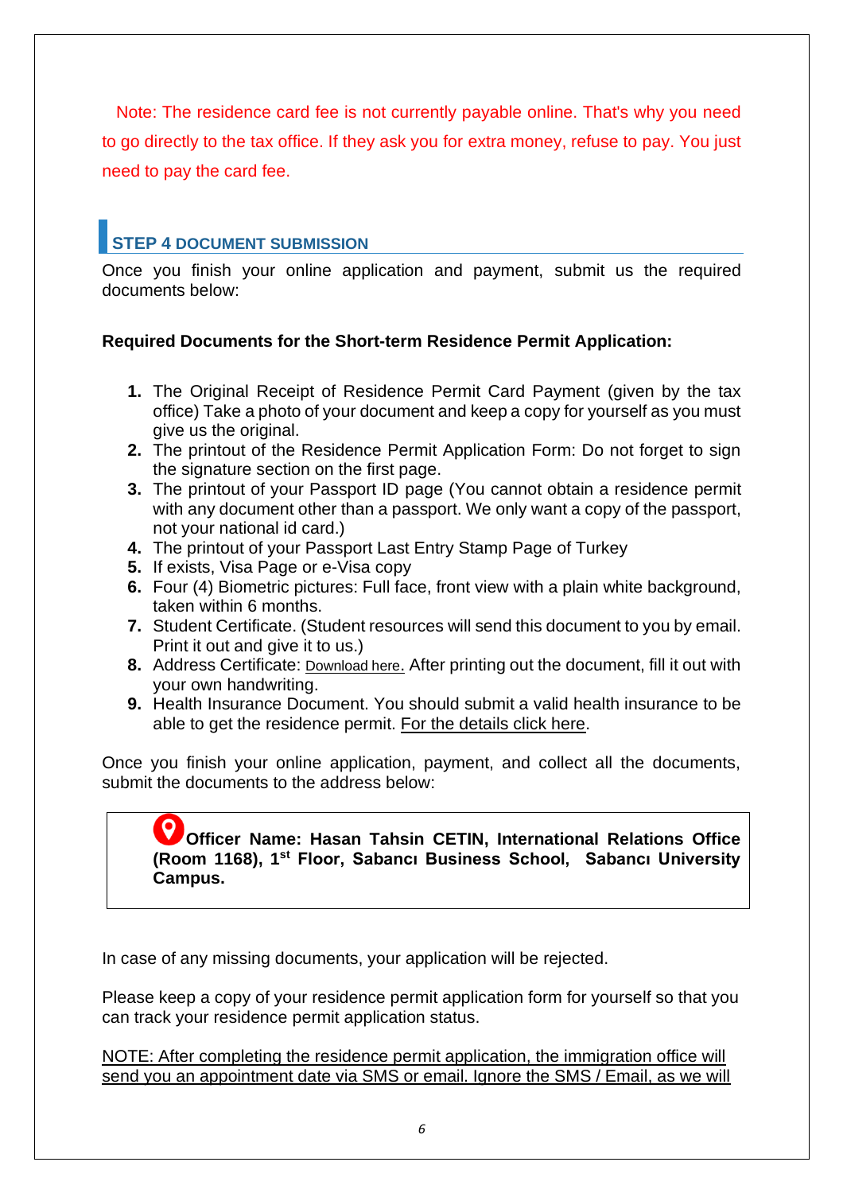Note: The residence card fee is not currently payable online. That's why you need to go directly to the tax office. If they ask you for extra money, refuse to pay. You just need to pay the card fee.

## STEP 4 DOCUMENT SUBMISSION

Once you finish your online application and payment, submit us the required documents below:

**Required Documents for the Short-term Residence Permit Application:**

1. The Original Receipt of Residence Permit Card Payment (given by the tax office) Take a photo of your document and keep a copy for yourself as you must give us the original.
2. The printout of the Residence Permit Application Form: Do not forget to sign the signature section on the first page.
3. The printout of your Passport ID page (You cannot obtain a residence permit with any document other than a passport. We only want a copy of the passport, not your national id card.)
4. The printout of your Passport Last Entry Stamp Page of Turkey
5. If exists, Visa Page or e-Visa copy
6. Four (4) Biometric pictures: Full face, front view with a plain white background, taken within 6 months.
7. Student Certificate. (Student resources will send this document to you by email. Print it out and give it to us.)
8. Address Certificate: Download here. After printing out the document, fill it out with your own handwriting.
9. Health Insurance Document. You should submit a valid health insurance to be able to get the residence permit. For the details click here.

Once you finish your online application, payment, and collect all the documents, submit the documents to the address below:

**Officer Name: Hasan Tahsin CETIN, International Relations Office (Room 1168), 1st Floor, Sabancı Business School, Sabancı University Campus.**

In case of any missing documents, your application will be rejected.

Please keep a copy of your residence permit application form for yourself so that you can track your residence permit application status.

NOTE: After completing the residence permit application, the immigration office will send you an appointment date via SMS or email. Ignore the SMS / Email, as we will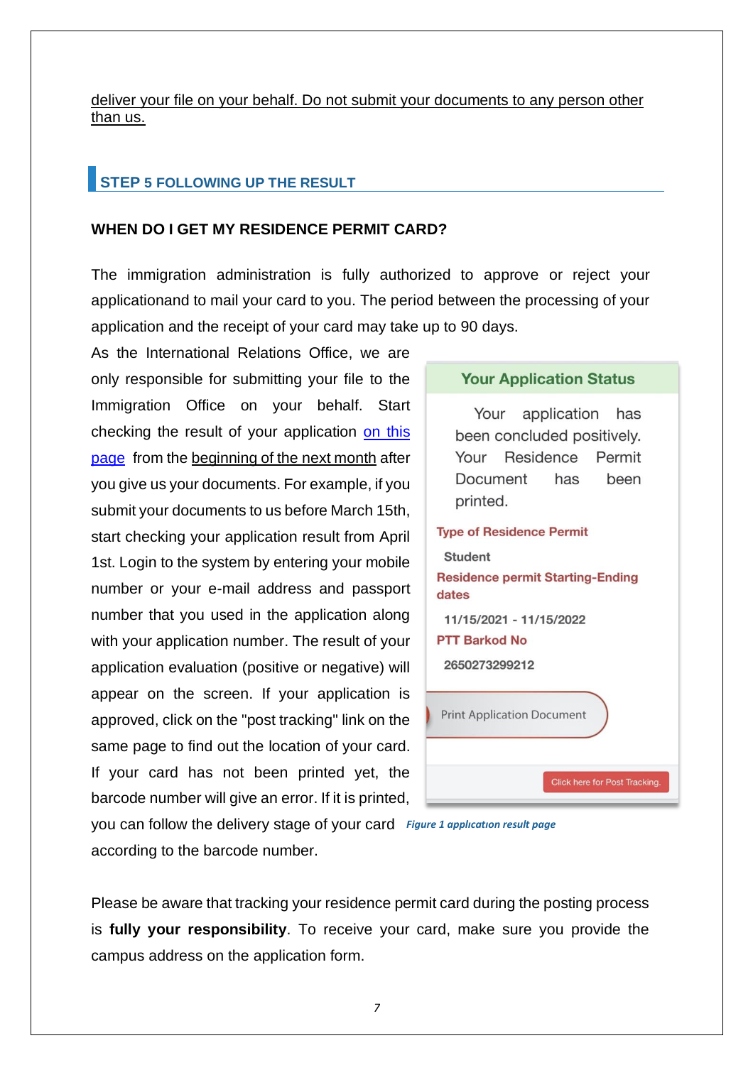deliver your file on your behalf. Do not submit your documents to any person other than us.

## STEP 5 FOLLOWING UP THE RESULT

### WHEN DO I GET MY RESIDENCE PERMIT CARD?

The immigration administration is fully authorized to approve or reject your applicationand to mail your card to you. The period between the processing of your application and the receipt of your card may take up to 90 days.

As the International Relations Office, we are only responsible for submitting your file to the Immigration Office on your behalf. Start checking the result of your application on this page from the beginning of the next month after you give us your documents. For example, if you submit your documents to us before March 15th, start checking your application result from April 1st. Login to the system by entering your mobile number or your e-mail address and passport number that you used in the application along with your application number. The result of your application evaluation (positive or negative) will appear on the screen. If your application is approved, click on the "post tracking" link on the same page to find out the location of your card. If your card has not been printed yet, the barcode number will give an error. If it is printed, you can follow the delivery stage of your card according to the barcode number.

*Figure 1 application result page*

Please be aware that tracking your residence permit card during the posting process is **fully your responsibility**. To receive your card, make sure you provide the campus address on the application form.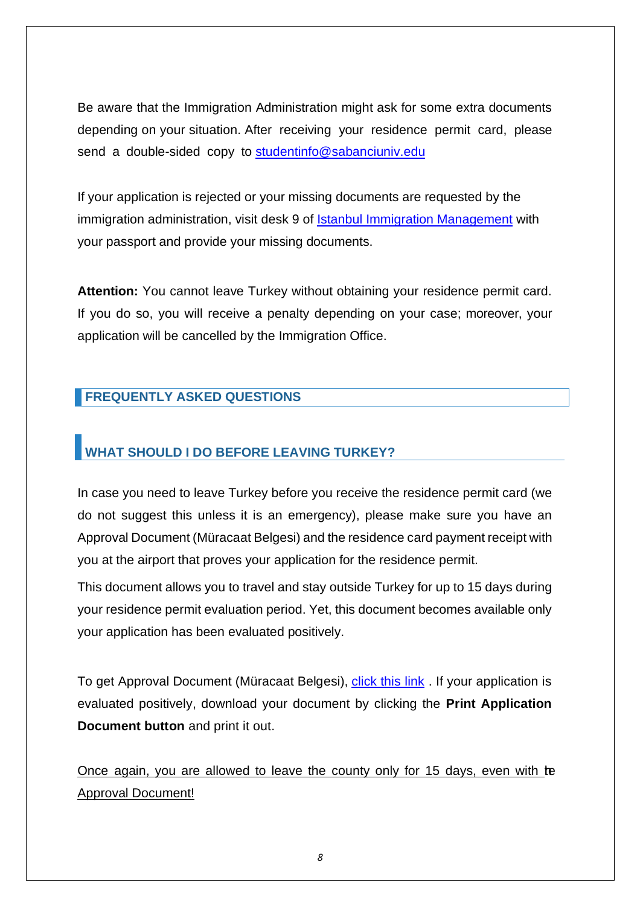Be aware that the Immigration Administration might ask for some extra documents depending on your situation. After receiving your residence permit card, please send a double-sided copy to studentinfo@sabanciuniv.edu

If your application is rejected or your missing documents are requested by the immigration administration, visit desk 9 of Istanbul Immigration Management with your passport and provide your missing documents.

**Attention:** You cannot leave Turkey without obtaining your residence permit card. If you do so, you will receive a penalty depending on your case; moreover, your application will be cancelled by the Immigration Office.

## FREQUENTLY ASKED QUESTIONS

### WHAT SHOULD I DO BEFORE LEAVING TURKEY?

In case you need to leave Turkey before you receive the residence permit card (we do not suggest this unless it is an emergency), please make sure you have an Approval Document (Müracaat Belgesi) and the residence card payment receipt with you at the airport that proves your application for the residence permit.

This document allows you to travel and stay outside Turkey for up to 15 days during your residence permit evaluation period. Yet, this document becomes available only your application has been evaluated positively.

To get Approval Document (Müracaat Belgesi), click this link . If your application is evaluated positively, download your document by clicking the **Print Application Document button** and print it out.

Once again, you are allowed to leave the county only for 15 days, even with the Approval Document!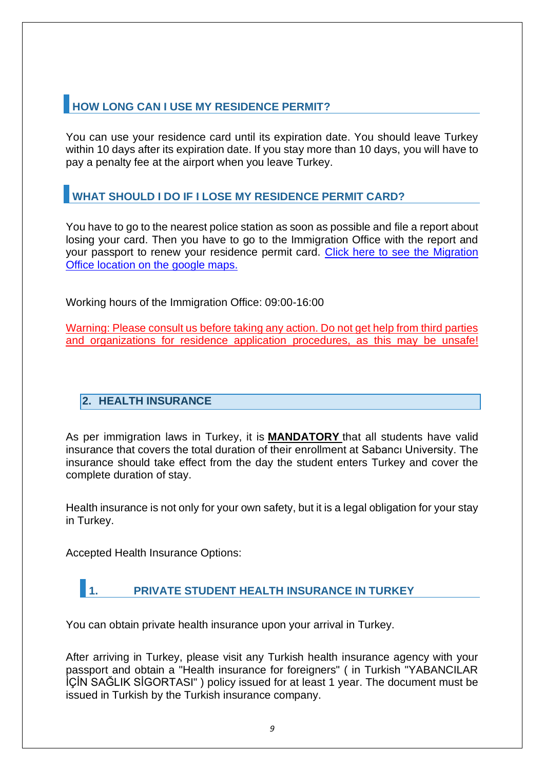### HOW LONG CAN I USE MY RESIDENCE PERMIT?

You can use your residence card until its expiration date. You should leave Turkey within 10 days after its expiration date. If you stay more than 10 days, you will have to pay a penalty fee at the airport when you leave Turkey.

### WHAT SHOULD I DO IF I LOSE MY RESIDENCE PERMIT CARD?

You have to go to the nearest police station as soon as possible and file a report about losing your card. Then you have to go to the Immigration Office with the report and your passport to renew your residence permit card. Click here to see the Migration Office location on the google maps.

Working hours of the Immigration Office: 09:00-16:00

Warning: Please consult us before taking any action. Do not get help from third parties and organizations for residence application procedures, as this may be unsafe!

## 2. HEALTH INSURANCE

As per immigration laws in Turkey, it is **MANDATORY** that all students have valid insurance that covers the total duration of their enrollment at Sabancı University. The insurance should take effect from the day the student enters Turkey and cover the complete duration of stay.

Health insurance is not only for your own safety, but it is a legal obligation for your stay in Turkey.

Accepted Health Insurance Options:

### 1. PRIVATE STUDENT HEALTH INSURANCE IN TURKEY

You can obtain private health insurance upon your arrival in Turkey.

After arriving in Turkey, please visit any Turkish health insurance agency with your passport and obtain a "Health insurance for foreigners" ( in Turkish "YABANCILAR İÇİN SAĞLIK SİGORTASI" ) policy issued for at least 1 year. The document must be issued in Turkish by the Turkish insurance company.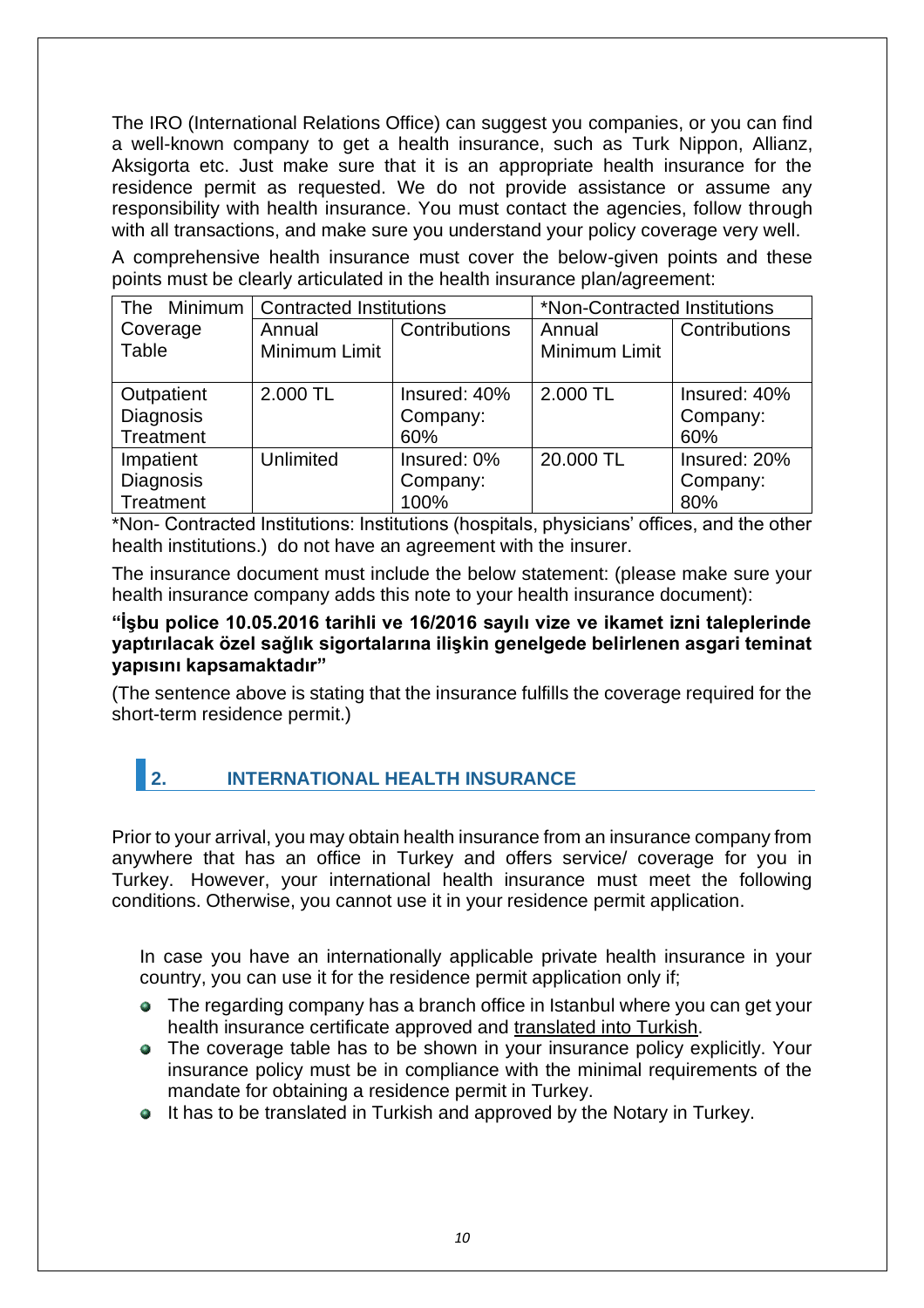The IRO (International Relations Office) can suggest you companies, or you can find a well-known company to get a health insurance, such as Turk Nippon, Allianz, Aksigorta etc. Just make sure that it is an appropriate health insurance for the residence permit as requested. We do not provide assistance or assume any responsibility with health insurance. You must contact the agencies, follow through with all transactions, and make sure you understand your policy coverage very well.

A comprehensive health insurance must cover the below-given points and these points must be clearly articulated in the health insurance plan/agreement:

| The Minimum Coverage Table | Contracted Institutions | | *Non-Contracted Institutions | |
|---|---|---|---|---|
| | Annual Minimum Limit | Contributions | Annual Minimum Limit | Contributions |
| Outpatient Diagnosis Treatment | 2.000 TL | Insured: 40% Company: 60% | 2.000 TL | Insured: 40% Company: 60% |
| Impatient Diagnosis Treatment | Unlimited | Insured: 0% Company: 100% | 20.000 TL | Insured: 20% Company: 80% |

*Non- Contracted Institutions: Institutions (hospitals, physicians' offices, and the other health institutions.) do not have an agreement with the insurer.

The insurance document must include the below statement: (please make sure your health insurance company adds this note to your health insurance document):

**"İşbu police 10.05.2016 tarihli ve 16/2016 sayılı vize ve ikamet izni taleplerinde yaptırılacak özel sağlık sigortalarına ilişkin genelgede belirlenen asgari teminat yapısını kapsamaktadır"**

(The sentence above is stating that the insurance fulfills the coverage required for the short-term residence permit.)

## 2. INTERNATIONAL HEALTH INSURANCE

Prior to your arrival, you may obtain health insurance from an insurance company from anywhere that has an office in Turkey and offers service/ coverage for you in Turkey. However, your international health insurance must meet the following conditions. Otherwise, you cannot use it in your residence permit application.

In case you have an internationally applicable private health insurance in your country, you can use it for the residence permit application only if;

- The regarding company has a branch office in Istanbul where you can get your health insurance certificate approved and translated into Turkish.
- The coverage table has to be shown in your insurance policy explicitly. Your insurance policy must be in compliance with the minimal requirements of the mandate for obtaining a residence permit in Turkey.
- It has to be translated in Turkish and approved by the Notary in Turkey.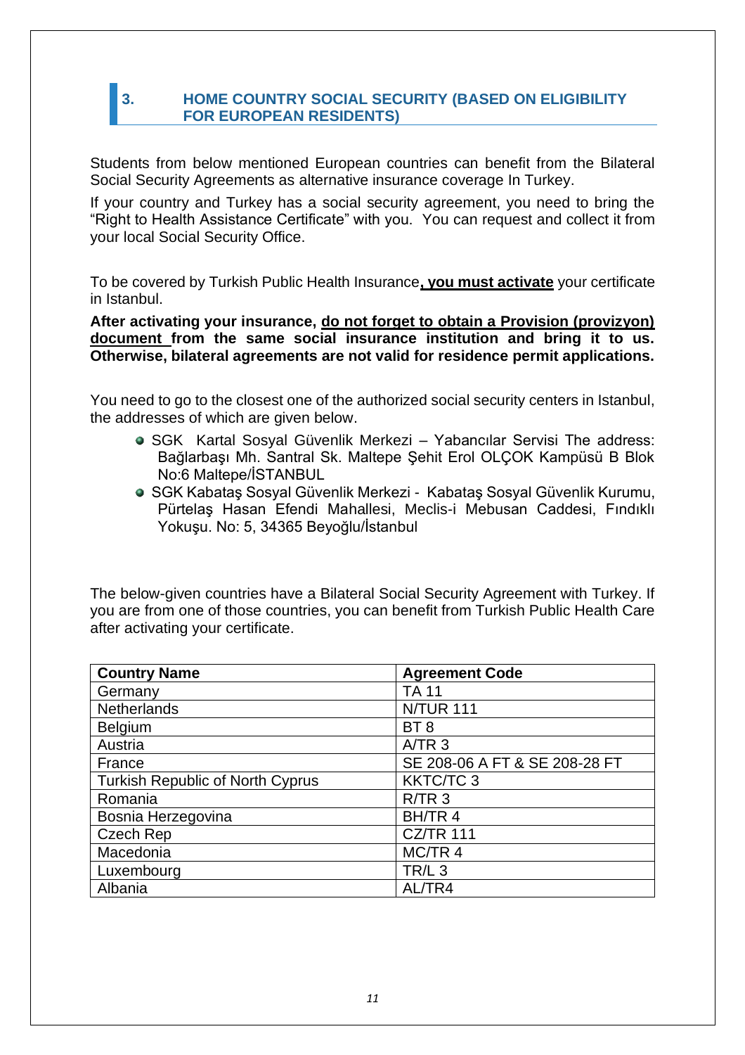## 3. HOME COUNTRY SOCIAL SECURITY (BASED ON ELIGIBILITY FOR EUROPEAN RESIDENTS)

Students from below mentioned European countries can benefit from the Bilateral Social Security Agreements as alternative insurance coverage In Turkey.

If your country and Turkey has a social security agreement, you need to bring the "Right to Health Assistance Certificate" with you. You can request and collect it from your local Social Security Office.

To be covered by Turkish Public Health Insurance**, you must activate** your certificate in Istanbul.

**After activating your insurance, do not forget to obtain a Provision (provizyon) document from the same social insurance institution and bring it to us. Otherwise, bilateral agreements are not valid for residence permit applications.**

You need to go to the closest one of the authorized social security centers in Istanbul, the addresses of which are given below.

- SGK Kartal Sosyal Güvenlik Merkezi – Yabancılar Servisi The address: Bağlarbaşı Mh. Santral Sk. Maltepe Şehit Erol OLÇOK Kampüsü B Blok No:6 Maltepe/İSTANBUL
- SGK Kabataş Sosyal Güvenlik Merkezi - Kabataş Sosyal Güvenlik Kurumu, Pürtelaş Hasan Efendi Mahallesi, Meclis-i Mebusan Caddesi, Fındıklı Yokuşu. No: 5, 34365 Beyoğlu/İstanbul

The below-given countries have a Bilateral Social Security Agreement with Turkey. If you are from one of those countries, you can benefit from Turkish Public Health Care after activating your certificate.

| Country Name | Agreement Code |
|---|---|
| Germany | TA 11 |
| Netherlands | N/TUR 111 |
| Belgium | BT 8 |
| Austria | A/TR 3 |
| France | SE 208-06 A FT & SE 208-28 FT |
| Turkish Republic of North Cyprus | KKTC/TC 3 |
| Romania | R/TR 3 |
| Bosnia Herzegovina | BH/TR 4 |
| Czech Rep | CZ/TR 111 |
| Macedonia | MC/TR 4 |
| Luxembourg | TR/L 3 |
| Albania | AL/TR4 |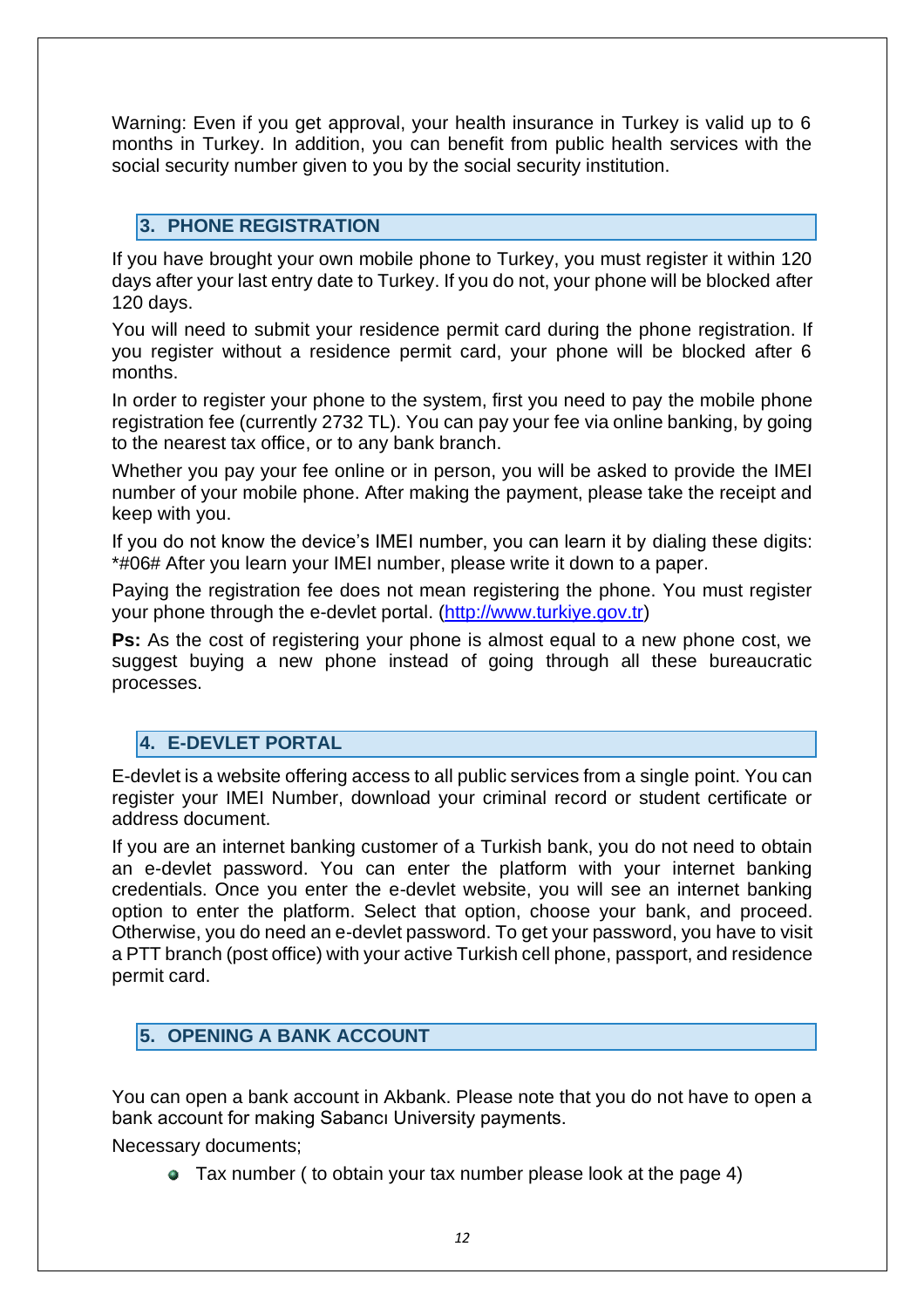Warning: Even if you get approval, your health insurance in Turkey is valid up to 6 months in Turkey. In addition, you can benefit from public health services with the social security number given to you by the social security institution.

## 3. PHONE REGISTRATION

If you have brought your own mobile phone to Turkey, you must register it within 120 days after your last entry date to Turkey. If you do not, your phone will be blocked after 120 days.

You will need to submit your residence permit card during the phone registration. If you register without a residence permit card, your phone will be blocked after 6 months.

In order to register your phone to the system, first you need to pay the mobile phone registration fee (currently 2732 TL). You can pay your fee via online banking, by going to the nearest tax office, or to any bank branch.

Whether you pay your fee online or in person, you will be asked to provide the IMEI number of your mobile phone. After making the payment, please take the receipt and keep with you.

If you do not know the device's IMEI number, you can learn it by dialing these digits: *#06# After you learn your IMEI number, please write it down to a paper.

Paying the registration fee does not mean registering the phone. You must register your phone through the e-devlet portal. (http://www.turkiye.gov.tr)

**Ps:** As the cost of registering your phone is almost equal to a new phone cost, we suggest buying a new phone instead of going through all these bureaucratic processes.

## 4. E-DEVLET PORTAL

E-devlet is a website offering access to all public services from a single point. You can register your IMEI Number, download your criminal record or student certificate or address document.

If you are an internet banking customer of a Turkish bank, you do not need to obtain an e-devlet password. You can enter the platform with your internet banking credentials. Once you enter the e-devlet website, you will see an internet banking option to enter the platform. Select that option, choose your bank, and proceed. Otherwise, you do need an e-devlet password. To get your password, you have to visit a PTT branch (post office) with your active Turkish cell phone, passport, and residence permit card.

## 5. OPENING A BANK ACCOUNT

You can open a bank account in Akbank. Please note that you do not have to open a bank account for making Sabancı University payments.

Necessary documents;

- Tax number ( to obtain your tax number please look at the page 4)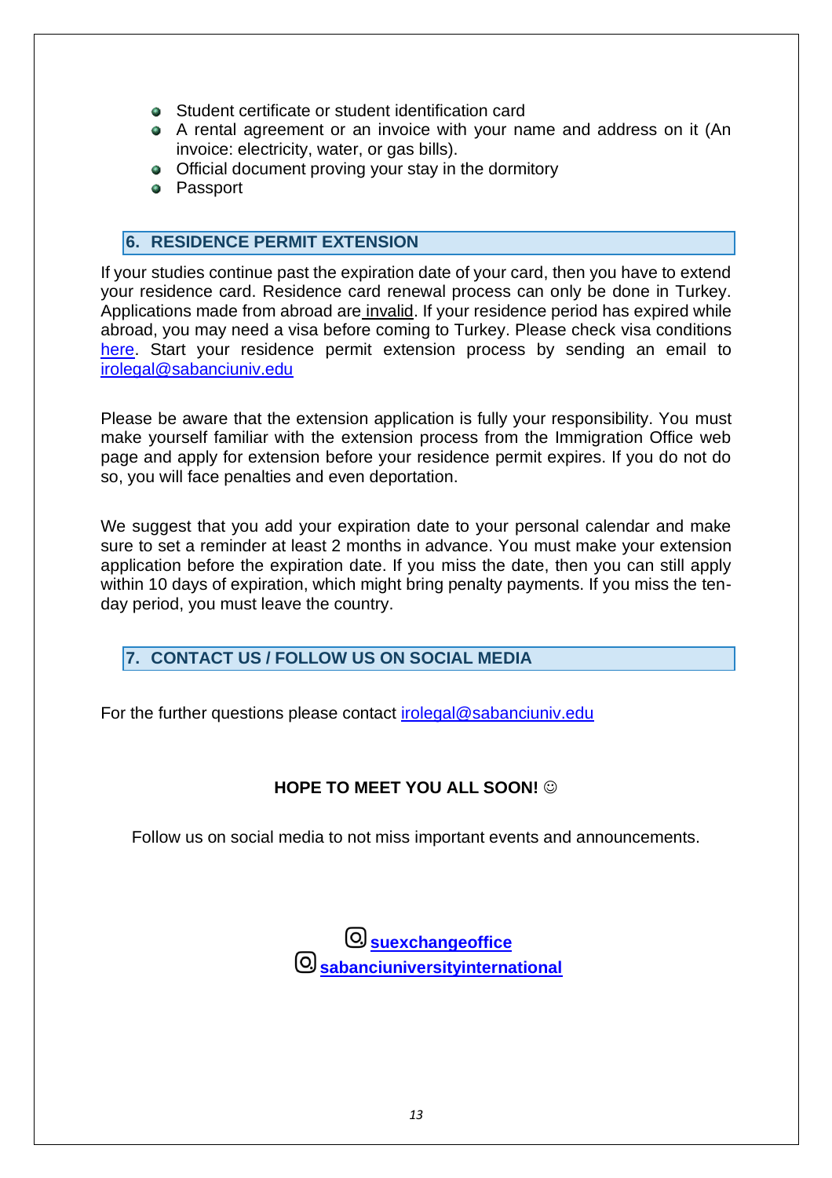- Student certificate or student identification card
- A rental agreement or an invoice with your name and address on it (An invoice: electricity, water, or gas bills).
- Official document proving your stay in the dormitory
- Passport

## 6. RESIDENCE PERMIT EXTENSION

If your studies continue past the expiration date of your card, then you have to extend your residence card. Residence card renewal process can only be done in Turkey. Applications made from abroad are invalid. If your residence period has expired while abroad, you may need a visa before coming to Turkey. Please check visa conditions here. Start your residence permit extension process by sending an email to irolegal@sabanciuniv.edu

Please be aware that the extension application is fully your responsibility. You must make yourself familiar with the extension process from the Immigration Office web page and apply for extension before your residence permit expires. If you do not do so, you will face penalties and even deportation.

We suggest that you add your expiration date to your personal calendar and make sure to set a reminder at least 2 months in advance. You must make your extension application before the expiration date. If you miss the date, then you can still apply within 10 days of expiration, which might bring penalty payments. If you miss the ten-day period, you must leave the country.

## 7. CONTACT US / FOLLOW US ON SOCIAL MEDIA

For the further questions please contact irolegal@sabanciuniv.edu

**HOPE TO MEET YOU ALL SOON!** ☺

Follow us on social media to not miss important events and announcements.

**suexchangeoffice**
**sabanciuniversityinternational**